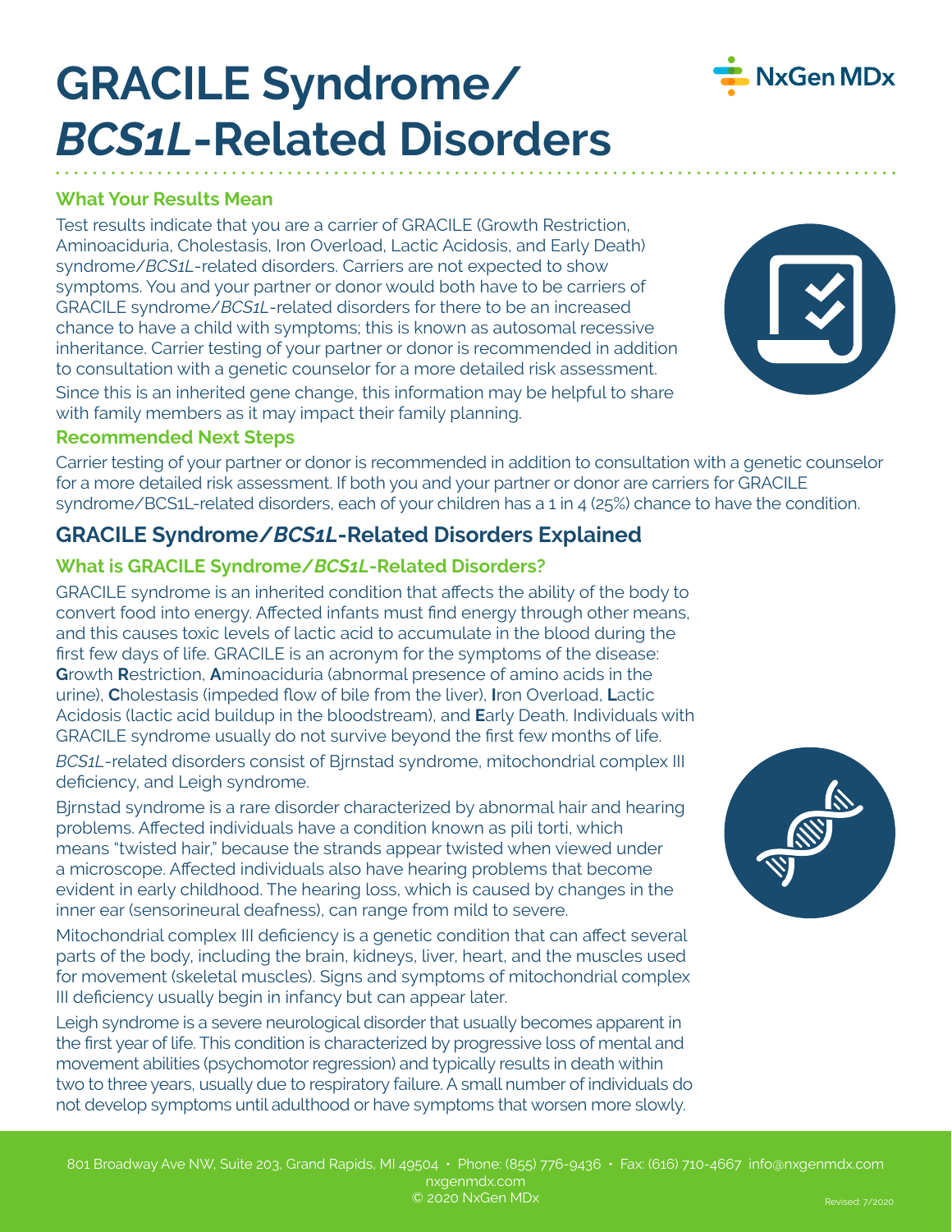# GRACILE Syndrome/ *BCS1L*-Related Disorders

NxGen MDx

### What Your Results Mean

Test results indicate that you are a carrier of GRACILE (Growth Restriction, Aminoaciduria, Cholestasis, Iron Overload, Lactic Acidosis, and Early Death) syndrome/*BCS1L*-related disorders. Carriers are not expected to show symptoms. You and your partner or donor would both have to be carriers of GRACILE syndrome/*BCS1L*-related disorders for there to be an increased chance to have a child with symptoms; this is known as autosomal recessive inheritance. Carrier testing of your partner or donor is recommended in addition to consultation with a genetic counselor for a more detailed risk assessment.

Since this is an inherited gene change, this information may be helpful to share with family members as it may impact their family planning.

### Recommended Next Steps

Carrier testing of your partner or donor is recommended in addition to consultation with a genetic counselor for a more detailed risk assessment. If both you and your partner or donor are carriers for GRACILE syndrome/BCS1L-related disorders, each of your children has a 1 in 4 (25%) chance to have the condition.

## GRACILE Syndrome/*BCS1L*-Related Disorders Explained

### What is GRACILE Syndrome/*BCS1L*-Related Disorders?

GRACILE syndrome is an inherited condition that affects the ability of the body to convert food into energy. Affected infants must find energy through other means, and this causes toxic levels of lactic acid to accumulate in the blood during the first few days of life. GRACILE is an acronym for the symptoms of the disease: **G**rowth **R**estriction, **A**minoaciduria (abnormal presence of amino acids in the urine), **C**holestasis (impeded flow of bile from the liver), **I**ron Overload, **L**actic Acidosis (lactic acid buildup in the bloodstream), and **E**arly Death. Individuals with GRACILE syndrome usually do not survive beyond the first few months of life.

*BCS1L*-related disorders consist of Bjrnstad syndrome, mitochondrial complex III deficiency, and Leigh syndrome.

Bjrnstad syndrome is a rare disorder characterized by abnormal hair and hearing problems. Affected individuals have a condition known as pili torti, which means "twisted hair," because the strands appear twisted when viewed under a microscope. Affected individuals also have hearing problems that become evident in early childhood. The hearing loss, which is caused by changes in the inner ear (sensorineural deafness), can range from mild to severe.

Mitochondrial complex III deficiency is a genetic condition that can affect several parts of the body, including the brain, kidneys, liver, heart, and the muscles used for movement (skeletal muscles). Signs and symptoms of mitochondrial complex III deficiency usually begin in infancy but can appear later.

Leigh syndrome is a severe neurological disorder that usually becomes apparent in the first year of life. This condition is characterized by progressive loss of mental and movement abilities (psychomotor regression) and typically results in death within two to three years, usually due to respiratory failure. A small number of individuals do not develop symptoms until adulthood or have symptoms that worsen more slowly.

801 Broadway Ave NW, Suite 203, Grand Rapids, MI 49504 • Phone: (855) 776-9436 • Fax: (616) 710-4667 info@nxgenmdx.com
nxgenmdx.com
© 2020 NxGen MDx

Revised: 7/2020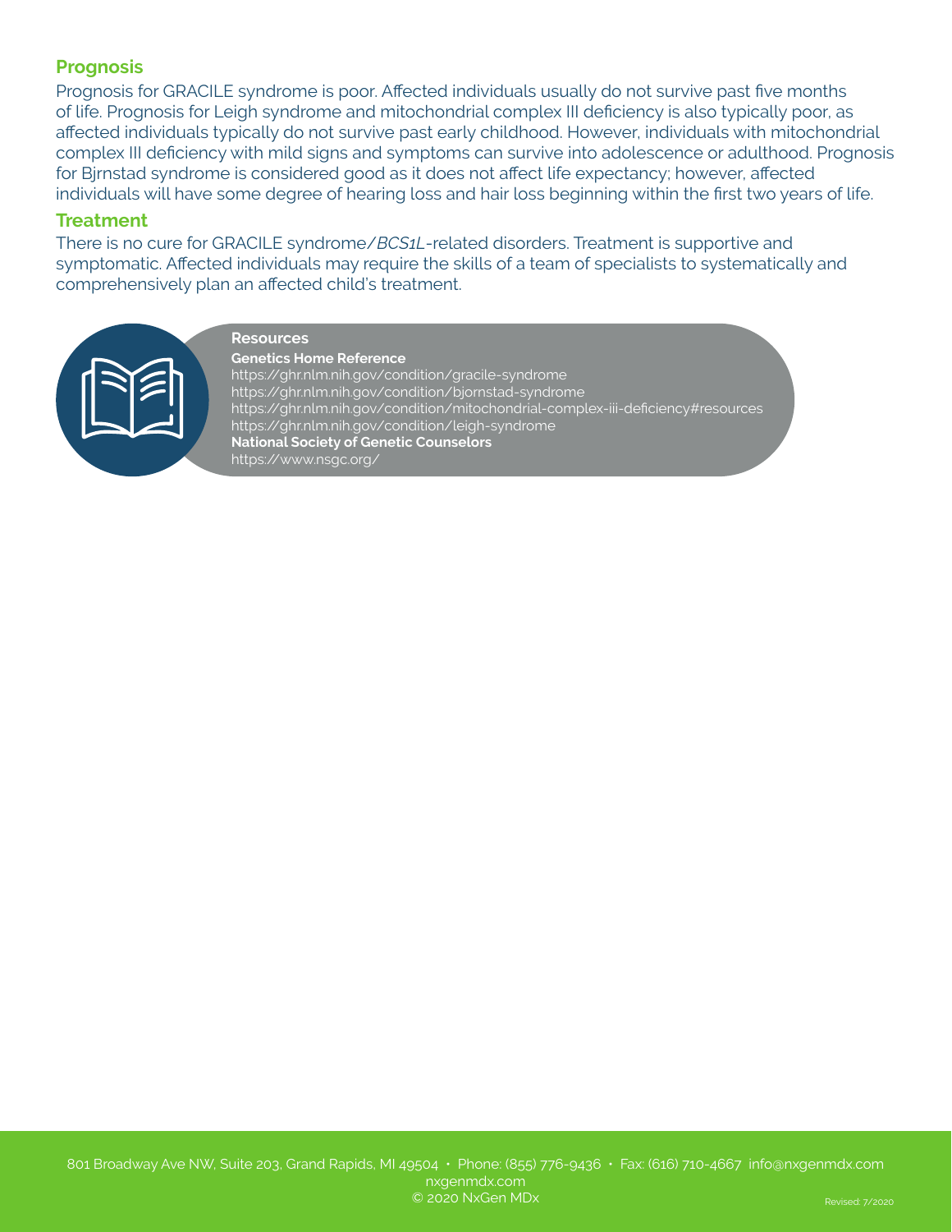## Prognosis

Prognosis for GRACILE syndrome is poor. Affected individuals usually do not survive past five months of life. Prognosis for Leigh syndrome and mitochondrial complex III deficiency is also typically poor, as affected individuals typically do not survive past early childhood. However, individuals with mitochondrial complex III deficiency with mild signs and symptoms can survive into adolescence or adulthood. Prognosis for Bjrnstad syndrome is considered good as it does not affect life expectancy; however, affected individuals will have some degree of hearing loss and hair loss beginning within the first two years of life.

## Treatment

There is no cure for GRACILE syndrome/*BCS1L*-related disorders. Treatment is supportive and symptomatic. Affected individuals may require the skills of a team of specialists to systematically and comprehensively plan an affected child's treatment.

### Resources

**Genetics Home Reference**

https://ghr.nlm.nih.gov/condition/gracile-syndrome
https://ghr.nlm.nih.gov/condition/bjornstad-syndrome
https://ghr.nlm.nih.gov/condition/mitochondrial-complex-iii-deficiency#resources
https://ghr.nlm.nih.gov/condition/leigh-syndrome

**National Society of Genetic Counselors**

https://www.nsgc.org/

801 Broadway Ave NW, Suite 203, Grand Rapids, MI 49504 • Phone: (855) 776-9436 • Fax: (616) 710-4667 info@nxgenmdx.com
nxgenmdx.com
© 2020 NxGen MDx

Revised: 7/2020